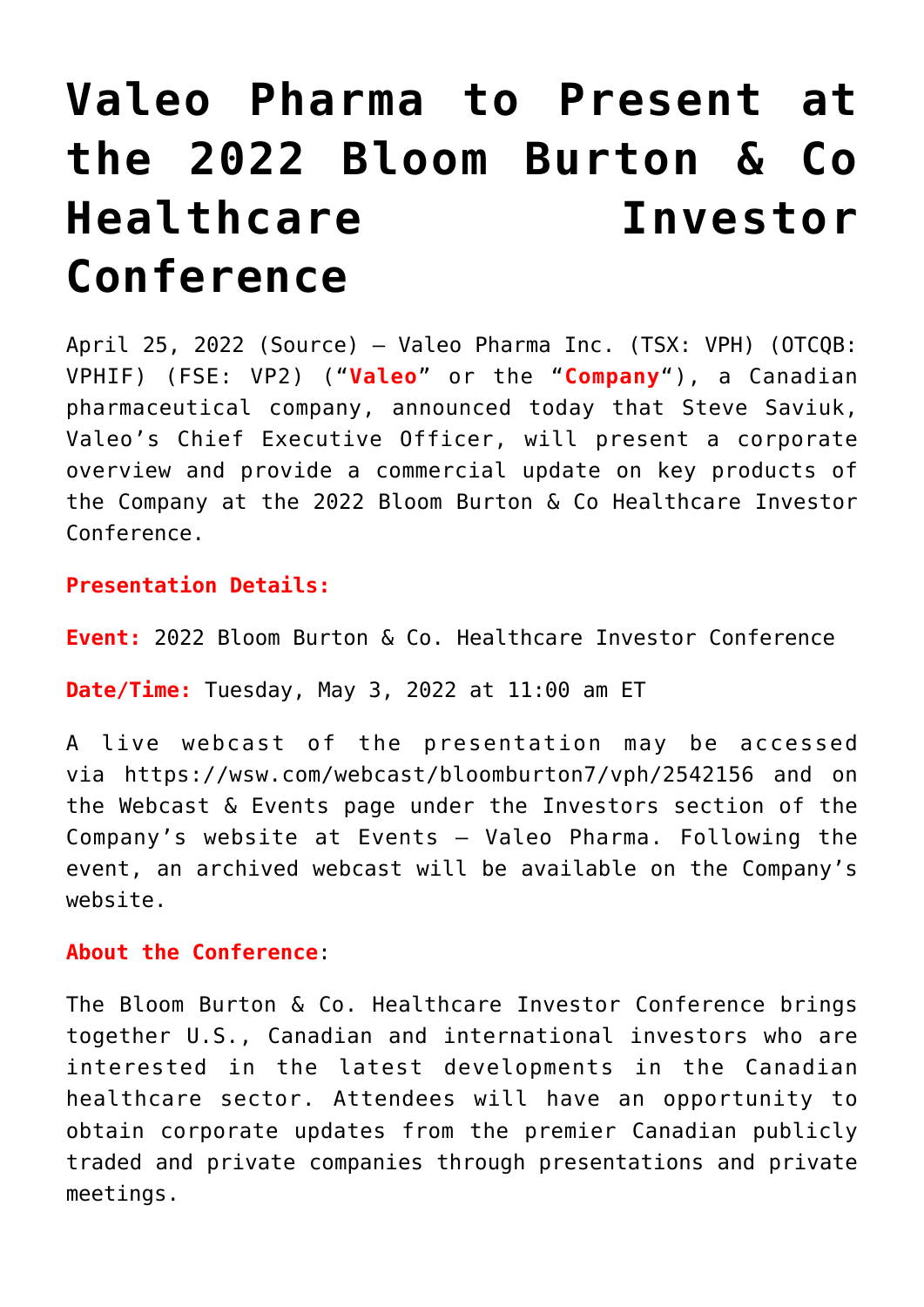# Valeo Pharma to Present at the 2022 Bloom Burton & Co Healthcare Investor Conference

April 25, 2022 (Source) – Valeo Pharma Inc. (TSX: VPH) (OTCQB: VPHIF) (FSE: VP2) ("**Valeo**" or the "**Company**"), a Canadian pharmaceutical company, announced today that Steve Saviuk, Valeo's Chief Executive Officer, will present a corporate overview and provide a commercial update on key products of the Company at the 2022 Bloom Burton & Co Healthcare Investor Conference.

**Presentation Details:**

**Event:** 2022 Bloom Burton & Co. Healthcare Investor Conference

**Date/Time:** Tuesday, May 3, 2022 at 11:00 am ET

A live webcast of the presentation may be accessed via https://wsw.com/webcast/bloomburton7/vph/2542156 and on the Webcast & Events page under the Investors section of the Company's website at Events – Valeo Pharma. Following the event, an archived webcast will be available on the Company's website.

**About the Conference**:

The Bloom Burton & Co. Healthcare Investor Conference brings together U.S., Canadian and international investors who are interested in the latest developments in the Canadian healthcare sector. Attendees will have an opportunity to obtain corporate updates from the premier Canadian publicly traded and private companies through presentations and private meetings.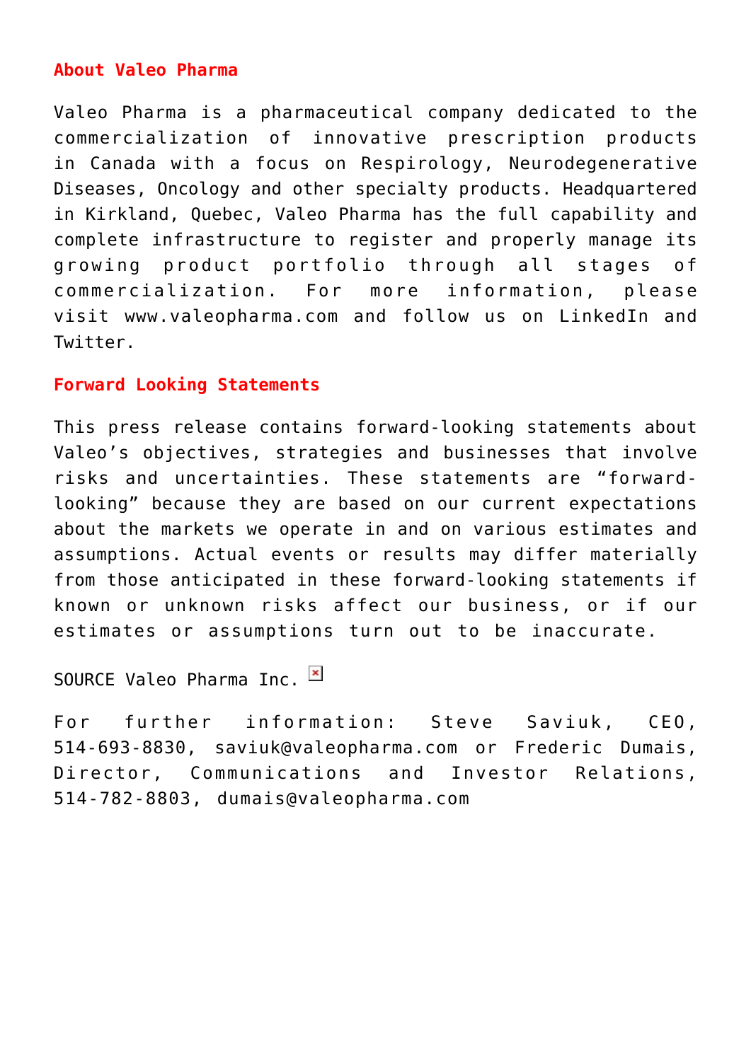## About Valeo Pharma

Valeo Pharma is a pharmaceutical company dedicated to the commercialization of innovative prescription products in Canada with a focus on Respirology, Neurodegenerative Diseases, Oncology and other specialty products. Headquartered in Kirkland, Quebec, Valeo Pharma has the full capability and complete infrastructure to register and properly manage its growing product portfolio through all stages of commercialization. For more information, please visit www.valeopharma.com and follow us on LinkedIn and Twitter.

## Forward Looking Statements

This press release contains forward-looking statements about Valeo's objectives, strategies and businesses that involve risks and uncertainties. These statements are "forward-looking" because they are based on our current expectations about the markets we operate in and on various estimates and assumptions. Actual events or results may differ materially from those anticipated in these forward-looking statements if known or unknown risks affect our business, or if our estimates or assumptions turn out to be inaccurate.

SOURCE Valeo Pharma Inc.

For further information: Steve Saviuk, CEO, 514-693-8830, saviuk@valeopharma.com or Frederic Dumais, Director, Communications and Investor Relations, 514-782-8803, dumais@valeopharma.com